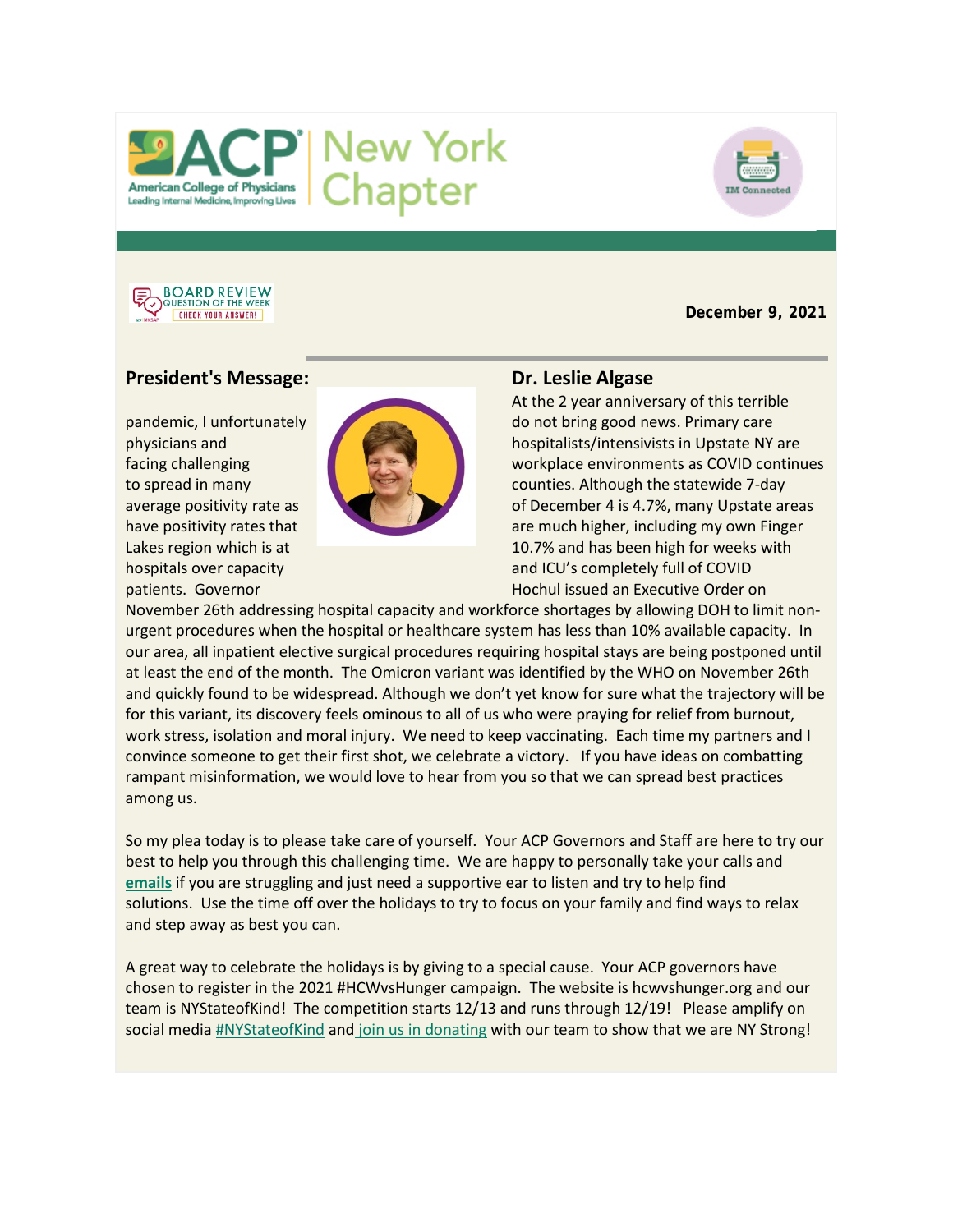# ACP New York Chapter

IM Connected

BOARD REVIEW QUESTION OF THE WEEK – CHECK YOUR ANSWER!

**December 9, 2021**

## President's Message: Dr. Leslie Algase

At the 2 year anniversary of this terrible pandemic, I unfortunately do not bring good news. Primary care physicians and hospitalists/intensivists in Upstate NY are facing challenging workplace environments as COVID continues to spread in many counties. Although the statewide 7-day average positivity rate as of December 4 is 4.7%, many Upstate areas have positivity rates that are much higher, including my own Finger Lakes region which is at 10.7% and has been high for weeks with hospitals over capacity and ICU's completely full of COVID patients. Governor Hochul issued an Executive Order on November 26th addressing hospital capacity and workforce shortages by allowing DOH to limit non-urgent procedures when the hospital or healthcare system has less than 10% available capacity. In our area, all inpatient elective surgical procedures requiring hospital stays are being postponed until at least the end of the month. The Omicron variant was identified by the WHO on November 26th and quickly found to be widespread. Although we don't yet know for sure what the trajectory will be for this variant, its discovery feels ominous to all of us who were praying for relief from burnout, work stress, isolation and moral injury. We need to keep vaccinating. Each time my partners and I convince someone to get their first shot, we celebrate a victory. If you have ideas on combatting rampant misinformation, we would love to hear from you so that we can spread best practices among us.

So my plea today is to please take care of yourself. Your ACP Governors and Staff are here to try our best to help you through this challenging time. We are happy to personally take your calls and **emails** if you are struggling and just need a supportive ear to listen and try to help find solutions. Use the time off over the holidays to try to focus on your family and find ways to relax and step away as best you can.

A great way to celebrate the holidays is by giving to a special cause. Your ACP governors have chosen to register in the 2021 #HCWvsHunger campaign. The website is hcwvshunger.org and our team is NYStateofKind! The competition starts 12/13 and runs through 12/19! Please amplify on social media #NYStateofKind and join us in donating with our team to show that we are NY Strong!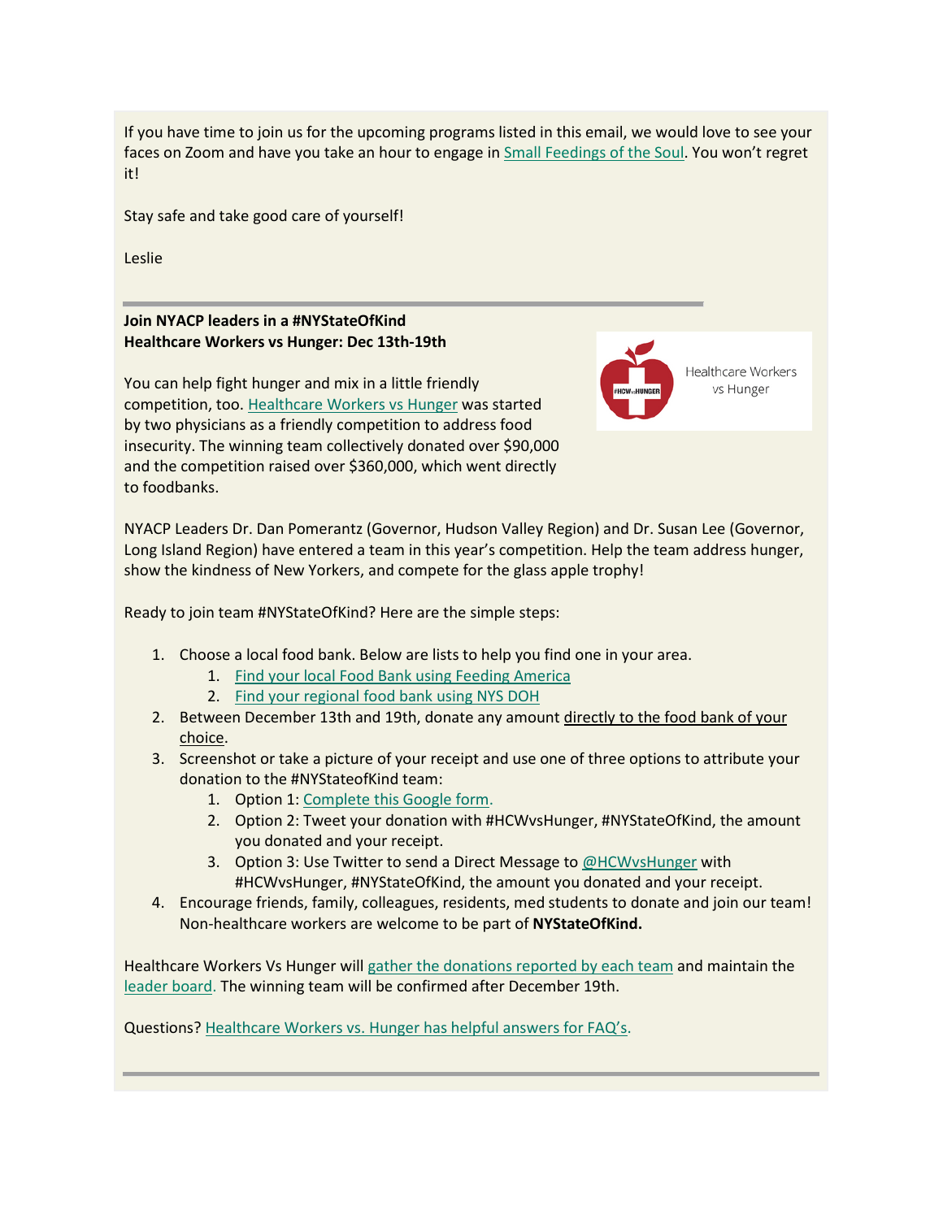If you have time to join us for the upcoming programs listed in this email, we would love to see your faces on Zoom and have you take an hour to engage in Small Feedings of the Soul. You won't regret it!

Stay safe and take good care of yourself!

Leslie

---

**Join NYACP leaders in a #NYStateOfKind**
**Healthcare Workers vs Hunger: Dec 13th-19th**

You can help fight hunger and mix in a little friendly competition, too. Healthcare Workers vs Hunger was started by two physicians as a friendly competition to address food insecurity. The winning team collectively donated over $90,000 and the competition raised over $360,000, which went directly to foodbanks.

NYACP Leaders Dr. Dan Pomerantz (Governor, Hudson Valley Region) and Dr. Susan Lee (Governor, Long Island Region) have entered a team in this year's competition. Help the team address hunger, show the kindness of New Yorkers, and compete for the glass apple trophy!

Ready to join team #NYStateOfKind? Here are the simple steps:

1. Choose a local food bank. Below are lists to help you find one in your area.
   1. Find your local Food Bank using Feeding America
   2. Find your regional food bank using NYS DOH
2. Between December 13th and 19th, donate any amount directly to the food bank of your choice.
3. Screenshot or take a picture of your receipt and use one of three options to attribute your donation to the #NYStateofKind team:
   1. Option 1: Complete this Google form.
   2. Option 2: Tweet your donation with #HCWvsHunger, #NYStateOfKind, the amount you donated and your receipt.
   3. Option 3: Use Twitter to send a Direct Message to @HCWvsHunger with #HCWvsHunger, #NYStateOfKind, the amount you donated and your receipt.
4. Encourage friends, family, colleagues, residents, med students to donate and join our team! Non-healthcare workers are welcome to be part of **NYStateOfKind.**

Healthcare Workers Vs Hunger will gather the donations reported by each team and maintain the leader board. The winning team will be confirmed after December 19th.

Questions? Healthcare Workers vs. Hunger has helpful answers for FAQ's.

---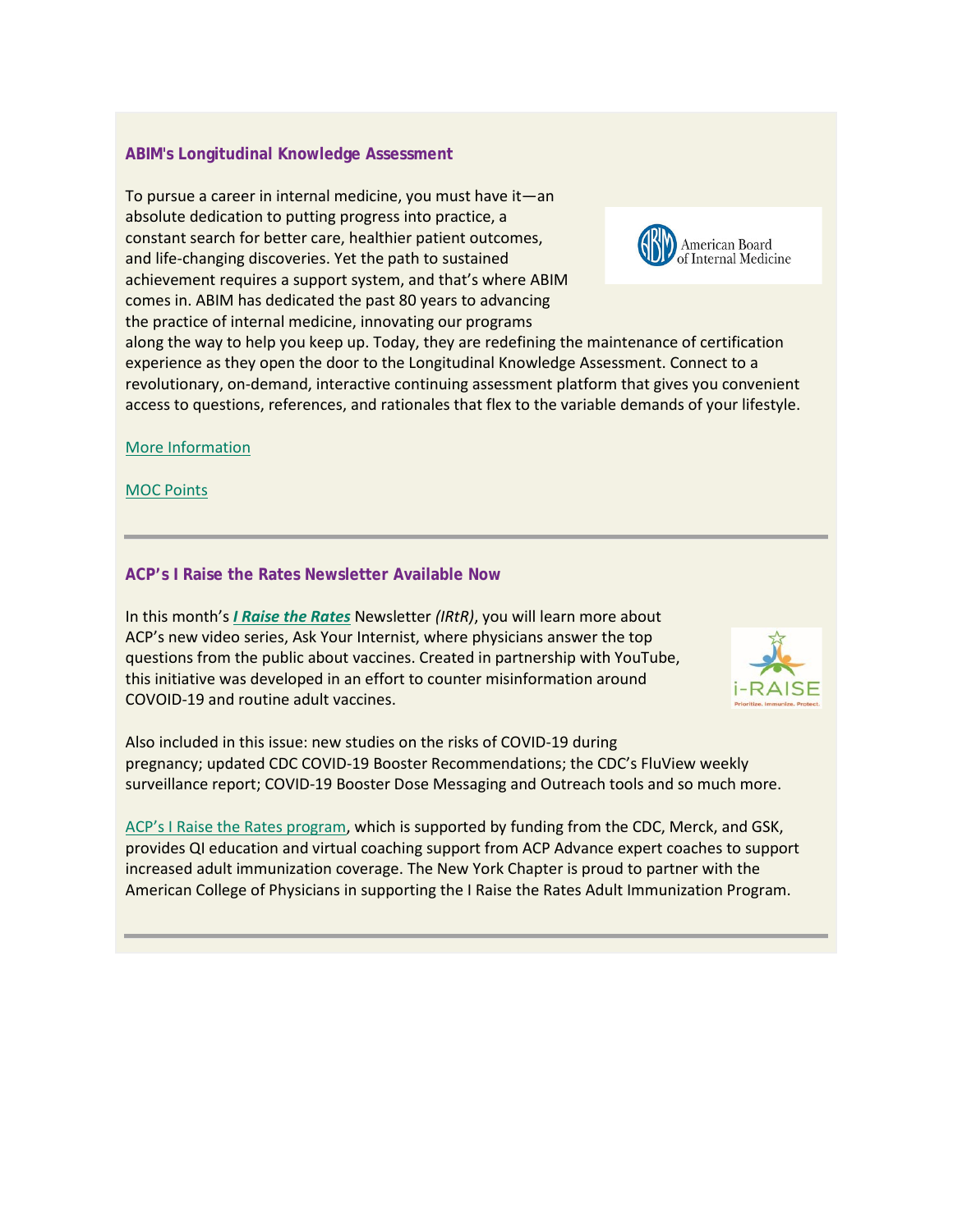### ABIM's Longitudinal Knowledge Assessment

To pursue a career in internal medicine, you must have it—an absolute dedication to putting progress into practice, a constant search for better care, healthier patient outcomes, and life-changing discoveries. Yet the path to sustained achievement requires a support system, and that's where ABIM comes in. ABIM has dedicated the past 80 years to advancing the practice of internal medicine, innovating our programs along the way to help you keep up. Today, they are redefining the maintenance of certification experience as they open the door to the Longitudinal Knowledge Assessment. Connect to a revolutionary, on-demand, interactive continuing assessment platform that gives you convenient access to questions, references, and rationales that flex to the variable demands of your lifestyle.

More Information

MOC Points

---

### ACP's I Raise the Rates Newsletter Available Now

In this month's ***I Raise the Rates*** Newsletter *(IRtR)*, you will learn more about ACP's new video series, Ask Your Internist, where physicians answer the top questions from the public about vaccines. Created in partnership with YouTube, this initiative was developed in an effort to counter misinformation around COVOID-19 and routine adult vaccines.

Also included in this issue: new studies on the risks of COVID-19 during pregnancy; updated CDC COVID-19 Booster Recommendations; the CDC's FluView weekly surveillance report; COVID-19 Booster Dose Messaging and Outreach tools and so much more.

ACP's I Raise the Rates program, which is supported by funding from the CDC, Merck, and GSK, provides QI education and virtual coaching support from ACP Advance expert coaches to support increased adult immunization coverage. The New York Chapter is proud to partner with the American College of Physicians in supporting the I Raise the Rates Adult Immunization Program.

---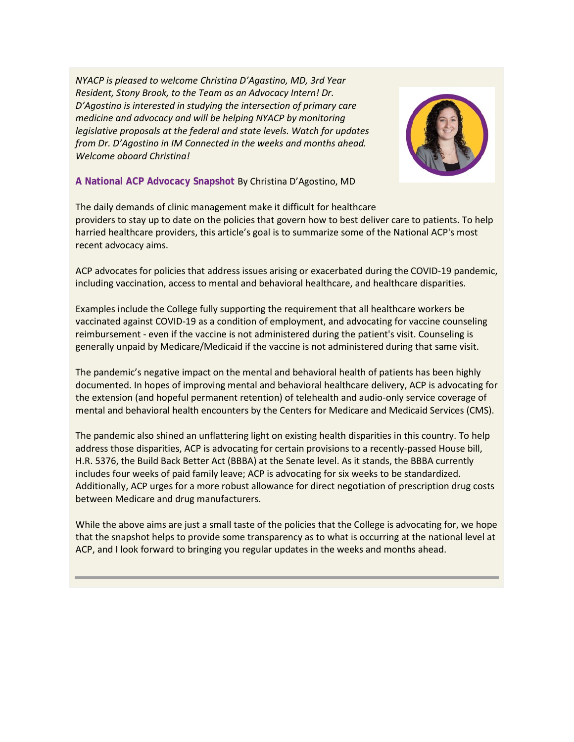*NYACP is pleased to welcome Christina D'Agastino, MD, 3rd Year Resident, Stony Brook, to the Team as an Advocacy Intern! Dr. D'Agostino is interested in studying the intersection of primary care medicine and advocacy and will be helping NYACP by monitoring legislative proposals at the federal and state levels. Watch for updates from Dr. D'Agostino in IM Connected in the weeks and months ahead. Welcome aboard Christina!*

**A National ACP Advocacy Snapshot** By Christina D'Agostino, MD

The daily demands of clinic management make it difficult for healthcare providers to stay up to date on the policies that govern how to best deliver care to patients. To help harried healthcare providers, this article's goal is to summarize some of the National ACP's most recent advocacy aims.

ACP advocates for policies that address issues arising or exacerbated during the COVID-19 pandemic, including vaccination, access to mental and behavioral healthcare, and healthcare disparities.

Examples include the College fully supporting the requirement that all healthcare workers be vaccinated against COVID-19 as a condition of employment, and advocating for vaccine counseling reimbursement - even if the vaccine is not administered during the patient's visit. Counseling is generally unpaid by Medicare/Medicaid if the vaccine is not administered during that same visit.

The pandemic's negative impact on the mental and behavioral health of patients has been highly documented. In hopes of improving mental and behavioral healthcare delivery, ACP is advocating for the extension (and hopeful permanent retention) of telehealth and audio-only service coverage of mental and behavioral health encounters by the Centers for Medicare and Medicaid Services (CMS).

The pandemic also shined an unflattering light on existing health disparities in this country. To help address those disparities, ACP is advocating for certain provisions to a recently-passed House bill, H.R. 5376, the Build Back Better Act (BBBA) at the Senate level. As it stands, the BBBA currently includes four weeks of paid family leave; ACP is advocating for six weeks to be standardized. Additionally, ACP urges for a more robust allowance for direct negotiation of prescription drug costs between Medicare and drug manufacturers.

While the above aims are just a small taste of the policies that the College is advocating for, we hope that the snapshot helps to provide some transparency as to what is occurring at the national level at ACP, and I look forward to bringing you regular updates in the weeks and months ahead.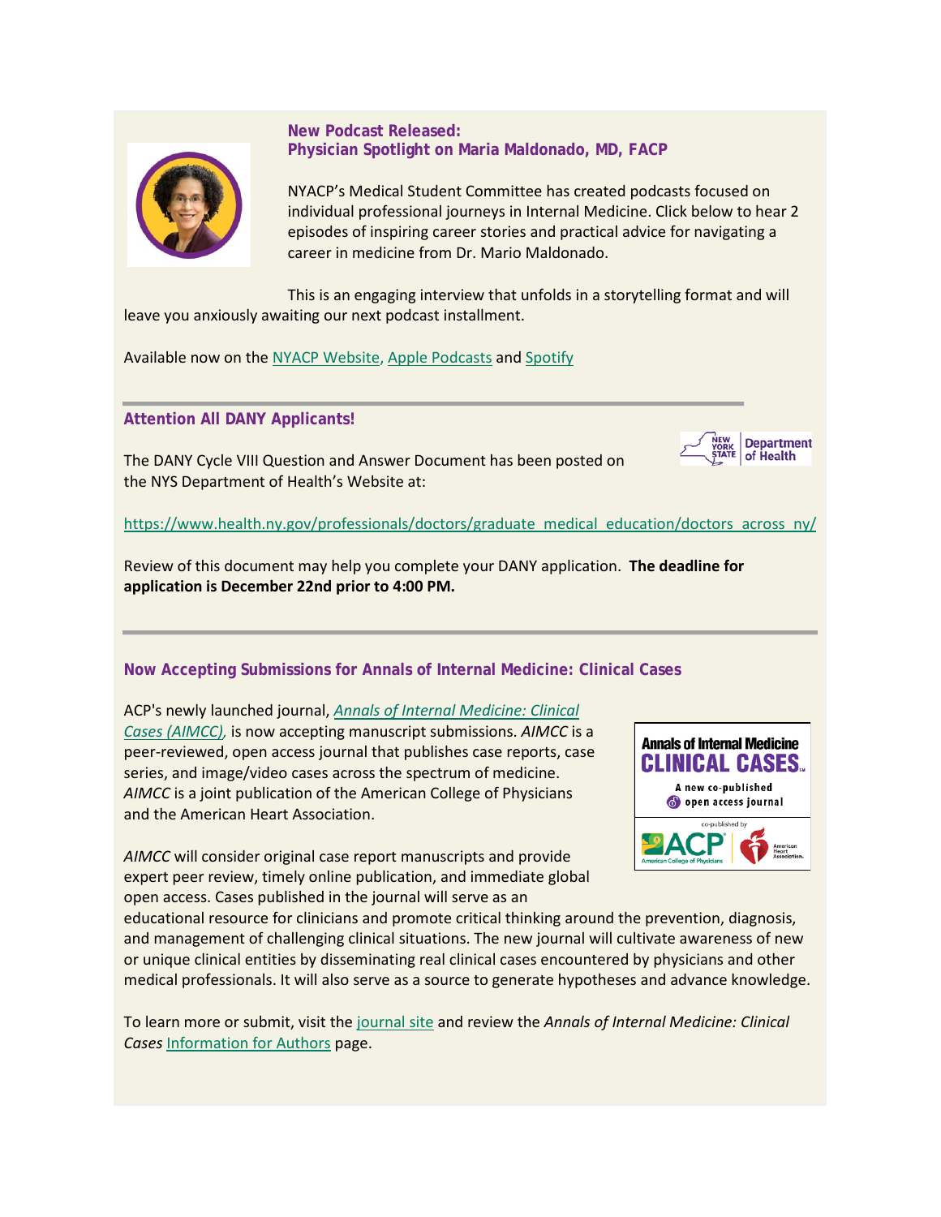### New Podcast Released:
### Physician Spotlight on Maria Maldonado, MD, FACP

NYACP's Medical Student Committee has created podcasts focused on individual professional journeys in Internal Medicine. Click below to hear 2 episodes of inspiring career stories and practical advice for navigating a career in medicine from Dr. Mario Maldonado.

This is an engaging interview that unfolds in a storytelling format and will leave you anxiously awaiting our next podcast installment.

Available now on the NYACP Website, Apple Podcasts and Spotify

---

### Attention All DANY Applicants!

The DANY Cycle VIII Question and Answer Document has been posted on the NYS Department of Health's Website at:

https://www.health.ny.gov/professionals/doctors/graduate_medical_education/doctors_across_ny/

Review of this document may help you complete your DANY application. **The deadline for application is December 22nd prior to 4:00 PM.**

---

### Now Accepting Submissions for Annals of Internal Medicine: Clinical Cases

ACP's newly launched journal, *Annals of Internal Medicine: Clinical Cases (AIMCC),* is now accepting manuscript submissions. *AIMCC* is a peer-reviewed, open access journal that publishes case reports, case series, and image/video cases across the spectrum of medicine. *AIMCC* is a joint publication of the American College of Physicians and the American Heart Association.

*AIMCC* will consider original case report manuscripts and provide expert peer review, timely online publication, and immediate global open access. Cases published in the journal will serve as an educational resource for clinicians and promote critical thinking around the prevention, diagnosis, and management of challenging clinical situations. The new journal will cultivate awareness of new or unique clinical entities by disseminating real clinical cases encountered by physicians and other medical professionals. It will also serve as a source to generate hypotheses and advance knowledge.

To learn more or submit, visit the journal site and review the *Annals of Internal Medicine: Clinical Cases* Information for Authors page.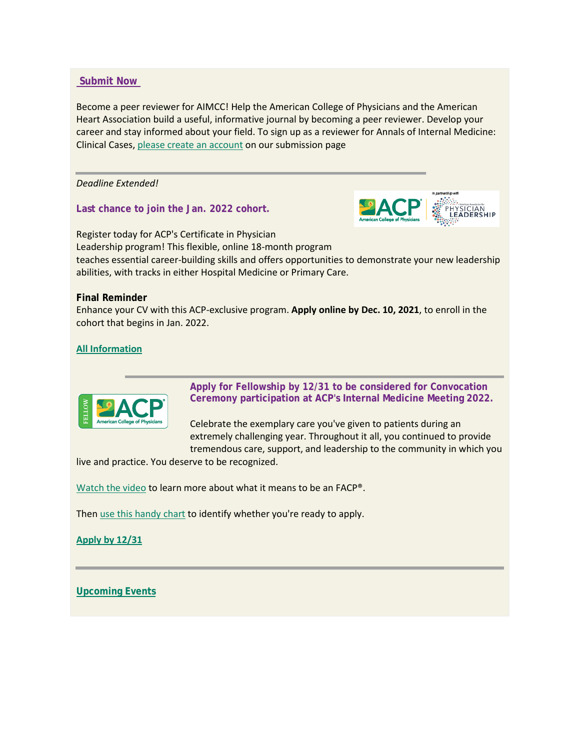**Submit Now**

Become a peer reviewer for AIMCC! Help the American College of Physicians and the American Heart Association build a useful, informative journal by becoming a peer reviewer. Develop your career and stay informed about your field. To sign up as a reviewer for Annals of Internal Medicine: Clinical Cases, please create an account on our submission page

---

*Deadline Extended!*

**Last chance to join the Jan. 2022 cohort.**

Register today for ACP's Certificate in Physician Leadership program! This flexible, online 18-month program teaches essential career-building skills and offers opportunities to demonstrate your new leadership abilities, with tracks in either Hospital Medicine or Primary Care.

**Final Reminder**
Enhance your CV with this ACP-exclusive program. **Apply online by Dec. 10, 2021**, to enroll in the cohort that begins in Jan. 2022.

**All Information**

---

**Apply for Fellowship by 12/31 to be considered for Convocation Ceremony participation at ACP's Internal Medicine Meeting 2022.**

Celebrate the exemplary care you've given to patients during an extremely challenging year. Throughout it all, you continued to provide tremendous care, support, and leadership to the community in which you live and practice. You deserve to be recognized.

Watch the video to learn more about what it means to be an FACP®.

Then use this handy chart to identify whether you're ready to apply.

**Apply by 12/31**

---

**Upcoming Events**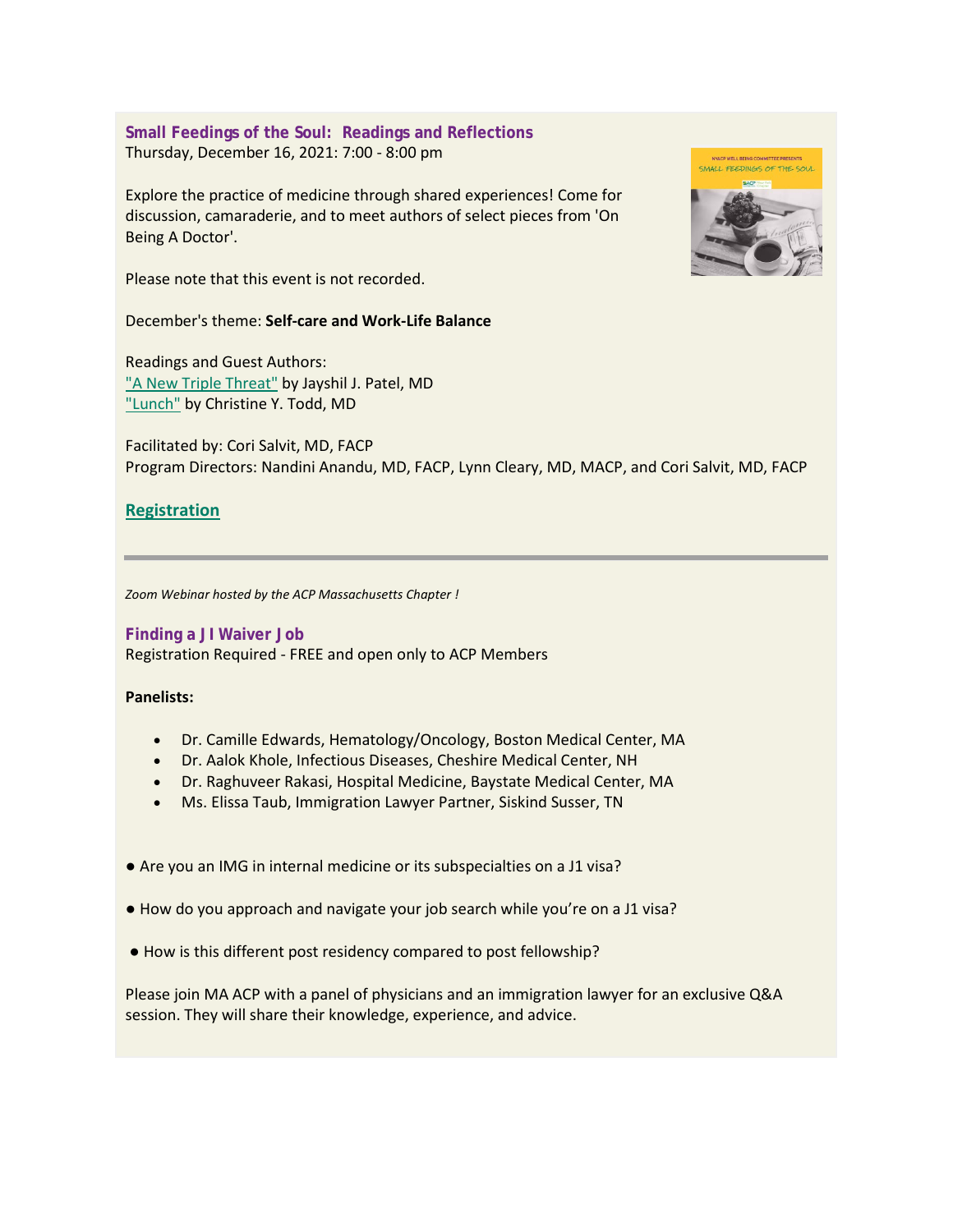### Small Feedings of the Soul: Readings and Reflections

Thursday, December 16, 2021: 7:00 - 8:00 pm

Explore the practice of medicine through shared experiences! Come for discussion, camaraderie, and to meet authors of select pieces from 'On Being A Doctor'.

Please note that this event is not recorded.

December's theme: **Self-care and Work-Life Balance**

Readings and Guest Authors:
"A New Triple Threat" by Jayshil J. Patel, MD
"Lunch" by Christine Y. Todd, MD

Facilitated by: Cori Salvit, MD, FACP
Program Directors: Nandini Anandu, MD, FACP, Lynn Cleary, MD, MACP, and Cori Salvit, MD, FACP

**Registration**

---

*Zoom Webinar hosted by the ACP Massachusetts Chapter !*

### Finding a J1 Waiver Job

Registration Required - FREE and open only to ACP Members

**Panelists:**

- Dr. Camille Edwards, Hematology/Oncology, Boston Medical Center, MA
- Dr. Aalok Khole, Infectious Diseases, Cheshire Medical Center, NH
- Dr. Raghuveer Rakasi, Hospital Medicine, Baystate Medical Center, MA
- Ms. Elissa Taub, Immigration Lawyer Partner, Siskind Susser, TN

● Are you an IMG in internal medicine or its subspecialties on a J1 visa?

● How do you approach and navigate your job search while you're on a J1 visa?

● How is this different post residency compared to post fellowship?

Please join MA ACP with a panel of physicians and an immigration lawyer for an exclusive Q&A session. They will share their knowledge, experience, and advice.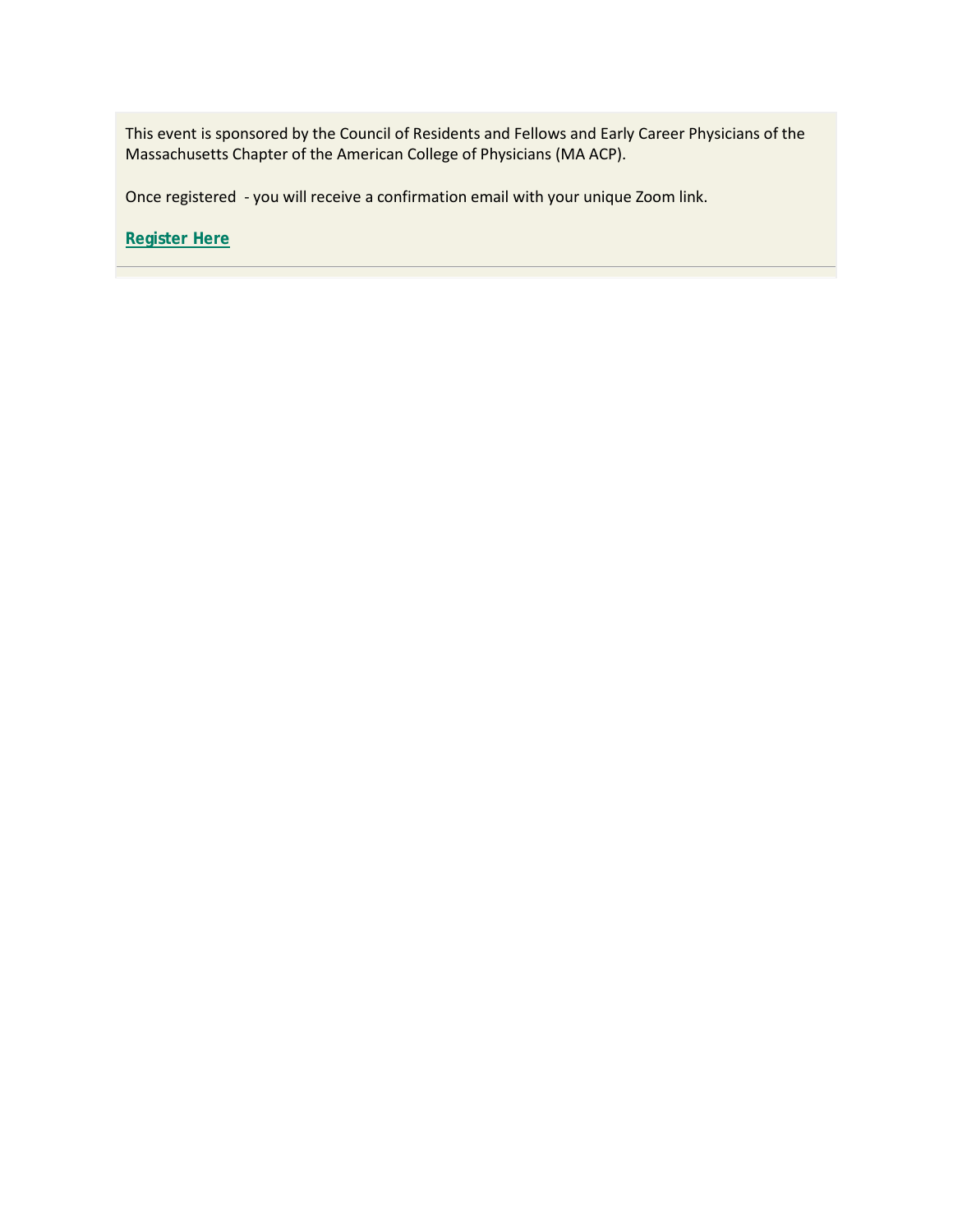This event is sponsored by the Council of Residents and Fellows and Early Career Physicians of the Massachusetts Chapter of the American College of Physicians (MA ACP).

Once registered - you will receive a confirmation email with your unique Zoom link.

**Register Here**